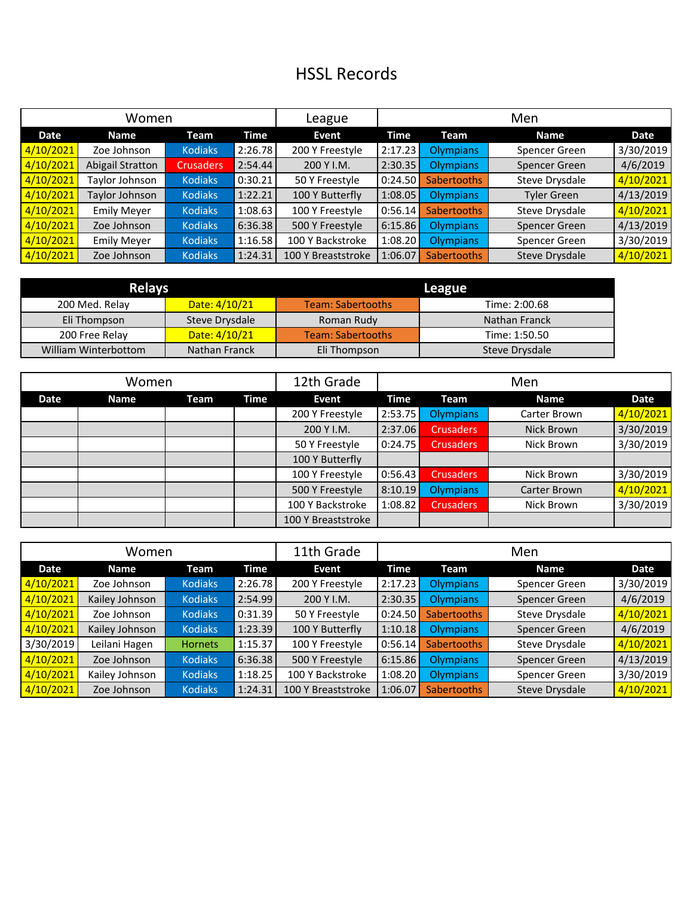# HSSL Records

| Women | | | | League | Men | | | |
|---|---|---|---|---|---|---|---|---|
| **Date** | **Name** | **Team** | **Time** | **Event** | **Time** | **Team** | **Name** | **Date** |
| 4/10/2021 | Zoe Johnson | Kodiaks | 2:26.78 | 200 Y Freestyle | 2:17.23 | Olympians | Spencer Green | 3/30/2019 |
| 4/10/2021 | Abigail Stratton | Crusaders | 2:54.44 | 200 Y I.M. | 2:30.35 | Olympians | Spencer Green | 4/6/2019 |
| 4/10/2021 | Taylor Johnson | Kodiaks | 0:30.21 | 50 Y Freestyle | 0:24.50 | Sabertooths | Steve Drysdale | 4/10/2021 |
| 4/10/2021 | Taylor Johnson | Kodiaks | 1:22.21 | 100 Y Butterfly | 1:08.05 | Olympians | Tyler Green | 4/13/2019 |
| 4/10/2021 | Emily Meyer | Kodiaks | 1:08.63 | 100 Y Freestyle | 0:56.14 | Sabertooths | Steve Drysdale | 4/10/2021 |
| 4/10/2021 | Zoe Johnson | Kodiaks | 6:36.38 | 500 Y Freestyle | 6:15.86 | Olympians | Spencer Green | 4/13/2019 |
| 4/10/2021 | Emily Meyer | Kodiaks | 1:16.58 | 100 Y Backstroke | 1:08.20 | Olympians | Spencer Green | 3/30/2019 |
| 4/10/2021 | Zoe Johnson | Kodiaks | 1:24.31 | 100 Y Breaststroke | 1:06.07 | Sabertooths | Steve Drysdale | 4/10/2021 |

| Relays | | League | |
|---|---|---|---|
| 200 Med. Relay | Date: 4/10/21 | Team: Sabertooths | Time: 2:00.68 |
| Eli Thompson | Steve Drysdale | Roman Rudy | Nathan Franck |
| 200 Free Relay | Date: 4/10/21 | Team: Sabertooths | Time: 1:50.50 |
| William Winterbottom | Nathan Franck | Eli Thompson | Steve Drysdale |

| Women | | | | 12th Grade | Men | | | |
|---|---|---|---|---|---|---|---|---|
| **Date** | **Name** | **Team** | **Time** | **Event** | **Time** | **Team** | **Name** | **Date** |
| | | | | 200 Y Freestyle | 2:53.75 | Olympians | Carter Brown | 4/10/2021 |
| | | | | 200 Y I.M. | 2:37.06 | Crusaders | Nick Brown | 3/30/2019 |
| | | | | 50 Y Freestyle | 0:24.75 | Crusaders | Nick Brown | 3/30/2019 |
| | | | | 100 Y Butterfly | | | | |
| | | | | 100 Y Freestyle | 0:56.43 | Crusaders | Nick Brown | 3/30/2019 |
| | | | | 500 Y Freestyle | 8:10.19 | Olympians | Carter Brown | 4/10/2021 |
| | | | | 100 Y Backstroke | 1:08.82 | Crusaders | Nick Brown | 3/30/2019 |
| | | | | 100 Y Breaststroke | | | | |

| Women | | | | 11th Grade | Men | | | |
|---|---|---|---|---|---|---|---|---|
| **Date** | **Name** | **Team** | **Time** | **Event** | **Time** | **Team** | **Name** | **Date** |
| 4/10/2021 | Zoe Johnson | Kodiaks | 2:26.78 | 200 Y Freestyle | 2:17.23 | Olympians | Spencer Green | 3/30/2019 |
| 4/10/2021 | Kailey Johnson | Kodiaks | 2:54.99 | 200 Y I.M. | 2:30.35 | Olympians | Spencer Green | 4/6/2019 |
| 4/10/2021 | Zoe Johnson | Kodiaks | 0:31.39 | 50 Y Freestyle | 0:24.50 | Sabertooths | Steve Drysdale | 4/10/2021 |
| 4/10/2021 | Kailey Johnson | Kodiaks | 1:23.39 | 100 Y Butterfly | 1:10.18 | Olympians | Spencer Green | 4/6/2019 |
| 3/30/2019 | Leilani Hagen | Hornets | 1:15.37 | 100 Y Freestyle | 0:56.14 | Sabertooths | Steve Drysdale | 4/10/2021 |
| 4/10/2021 | Zoe Johnson | Kodiaks | 6:36.38 | 500 Y Freestyle | 6:15.86 | Olympians | Spencer Green | 4/13/2019 |
| 4/10/2021 | Kailey Johnson | Kodiaks | 1:18.25 | 100 Y Backstroke | 1:08.20 | Olympians | Spencer Green | 3/30/2019 |
| 4/10/2021 | Zoe Johnson | Kodiaks | 1:24.31 | 100 Y Breaststroke | 1:06.07 | Sabertooths | Steve Drysdale | 4/10/2021 |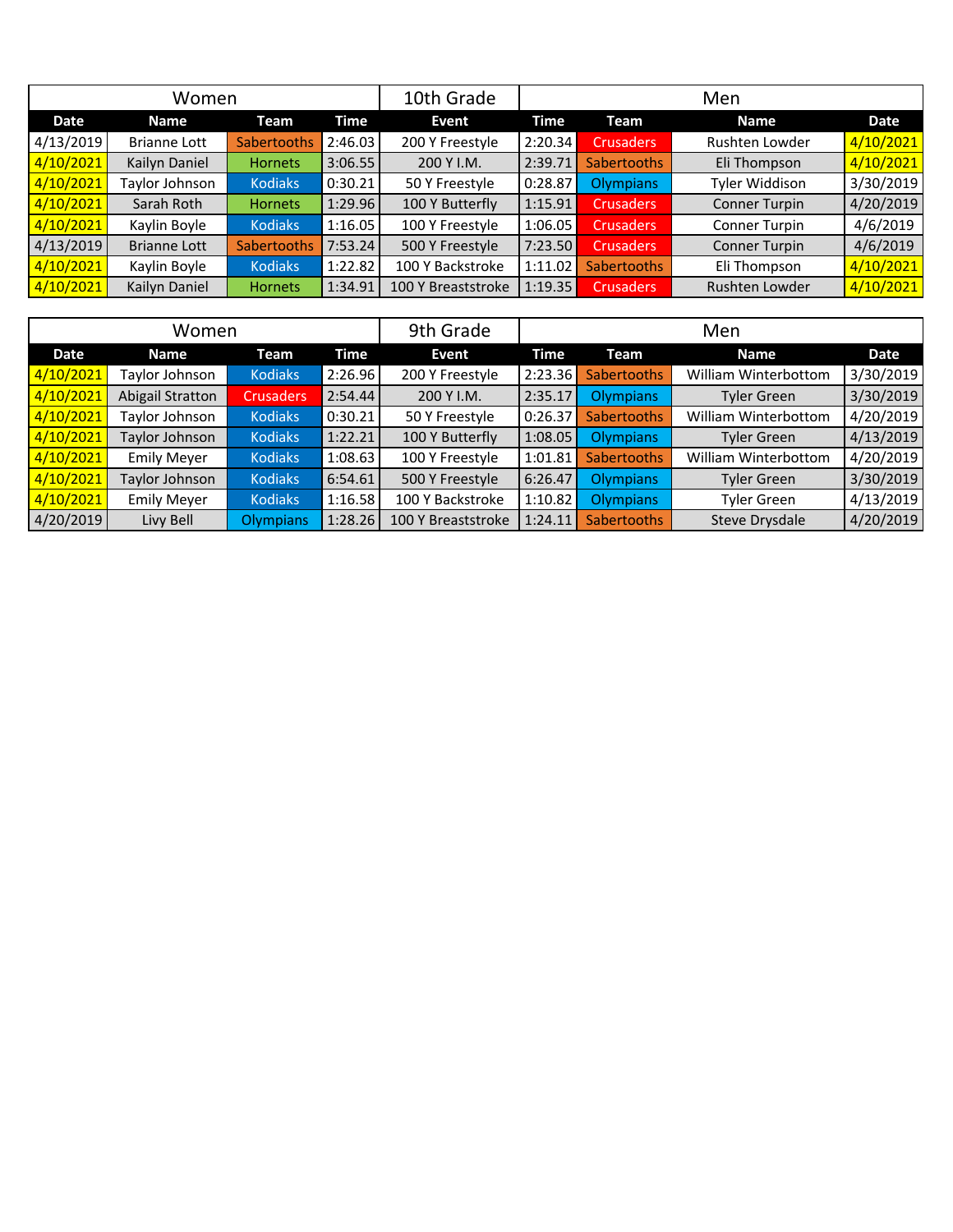| Women | | | | 10th Grade | Men | | | |
|---|---|---|---|---|---|---|---|---|
| Date | Name | Team | Time | Event | Time | Team | Name | Date |
| 4/13/2019 | Brianne Lott | Sabertooths | 2:46.03 | 200 Y Freestyle | 2:20.34 | Crusaders | Rushten Lowder | 4/10/2021 |
| 4/10/2021 | Kailyn Daniel | Hornets | 3:06.55 | 200 Y I.M. | 2:39.71 | Sabertooths | Eli Thompson | 4/10/2021 |
| 4/10/2021 | Taylor Johnson | Kodiaks | 0:30.21 | 50 Y Freestyle | 0:28.87 | Olympians | Tyler Widdison | 3/30/2019 |
| 4/10/2021 | Sarah Roth | Hornets | 1:29.96 | 100 Y Butterfly | 1:15.91 | Crusaders | Conner Turpin | 4/20/2019 |
| 4/10/2021 | Kaylin Boyle | Kodiaks | 1:16.05 | 100 Y Freestyle | 1:06.05 | Crusaders | Conner Turpin | 4/6/2019 |
| 4/13/2019 | Brianne Lott | Sabertooths | 7:53.24 | 500 Y Freestyle | 7:23.50 | Crusaders | Conner Turpin | 4/6/2019 |
| 4/10/2021 | Kaylin Boyle | Kodiaks | 1:22.82 | 100 Y Backstroke | 1:11.02 | Sabertooths | Eli Thompson | 4/10/2021 |
| 4/10/2021 | Kailyn Daniel | Hornets | 1:34.91 | 100 Y Breaststroke | 1:19.35 | Crusaders | Rushten Lowder | 4/10/2021 |

| Women | | | | 9th Grade | Men | | | |
|---|---|---|---|---|---|---|---|---|
| Date | Name | Team | Time | Event | Time | Team | Name | Date |
| 4/10/2021 | Taylor Johnson | Kodiaks | 2:26.96 | 200 Y Freestyle | 2:23.36 | Sabertooths | William Winterbottom | 3/30/2019 |
| 4/10/2021 | Abigail Stratton | Crusaders | 2:54.44 | 200 Y I.M. | 2:35.17 | Olympians | Tyler Green | 3/30/2019 |
| 4/10/2021 | Taylor Johnson | Kodiaks | 0:30.21 | 50 Y Freestyle | 0:26.37 | Sabertooths | William Winterbottom | 4/20/2019 |
| 4/10/2021 | Taylor Johnson | Kodiaks | 1:22.21 | 100 Y Butterfly | 1:08.05 | Olympians | Tyler Green | 4/13/2019 |
| 4/10/2021 | Emily Meyer | Kodiaks | 1:08.63 | 100 Y Freestyle | 1:01.81 | Sabertooths | William Winterbottom | 4/20/2019 |
| 4/10/2021 | Taylor Johnson | Kodiaks | 6:54.61 | 500 Y Freestyle | 6:26.47 | Olympians | Tyler Green | 3/30/2019 |
| 4/10/2021 | Emily Meyer | Kodiaks | 1:16.58 | 100 Y Backstroke | 1:10.82 | Olympians | Tyler Green | 4/13/2019 |
| 4/20/2019 | Livy Bell | Olympians | 1:28.26 | 100 Y Breaststroke | 1:24.11 | Sabertooths | Steve Drysdale | 4/20/2019 |